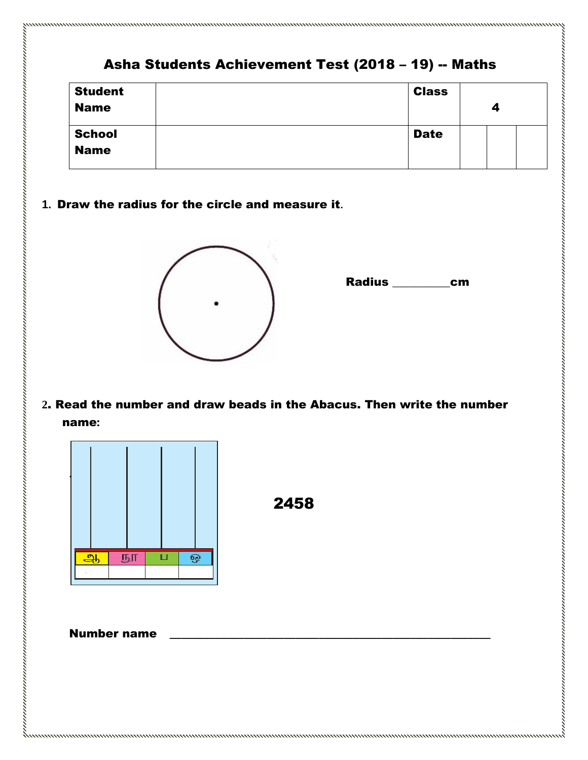# Asha Students Achievement Test (2018 – 19) -- Maths

| | | | | | |
|---|---|---|---|---|---|
| **Student Name** | | **Class** | 4 | | |
| **School Name** | | **Date** | | | |

1. **Draw the radius for the circle and measure it.**

**Radius \_\_\_\_\_\_\_\_\_\_cm**

2. **Read the number and draw beads in the Abacus. Then write the number name:**

ஆ நா ப ஒ

**2458**

**Number name** \_\_\_\_\_\_\_\_\_\_\_\_\_\_\_\_\_\_\_\_\_\_\_\_\_\_\_\_\_\_\_\_\_\_\_\_\_\_\_\_\_\_\_\_\_\_\_\_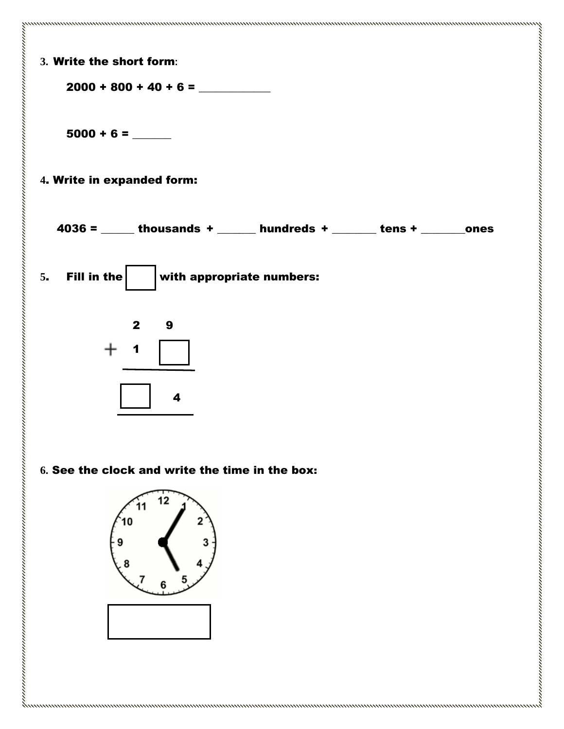**3. Write the short form:**

**2000 + 800 + 40 + 6 = ____________**

**5000 + 6 = ______**

**4. Write in expanded form:**

**4036 = _____ thousands + ______ hundreds + _______ tens + _______ones**

**5. Fill in the ☐ with appropriate numbers:**

```
   2   9
+  1   ☐
---------
  ☐    4
---------
```

**6. See the clock and write the time in the box:**

12
11
1
10
2
9
3
8
4
7
6
5

☐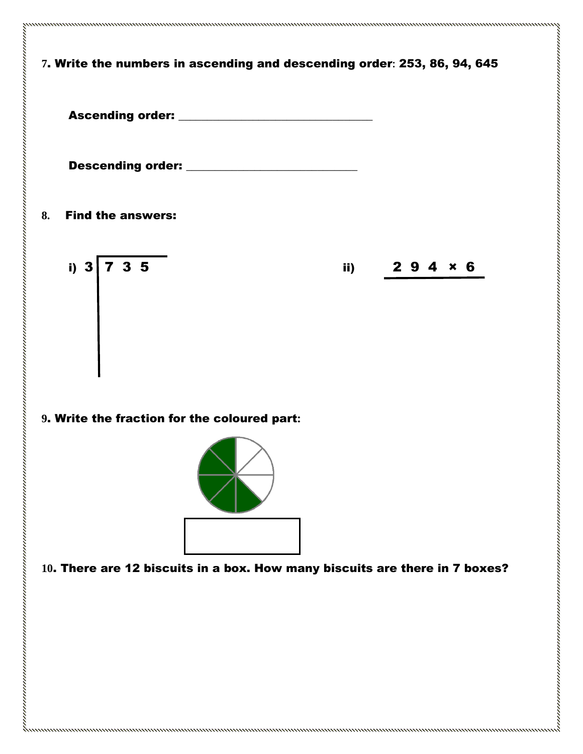**7. Write the numbers in ascending and descending order: 253, 86, 94, 645**

**Ascending order:** ________________________________

**Descending order:** ____________________________

**8. Find the answers:**

**i)** $3 \overline{)\,7\ 3\ 5}$

**ii)** $294 \times 6$

**9. Write the fraction for the coloured part:**

**10. There are 12 biscuits in a box. How many biscuits are there in 7 boxes?**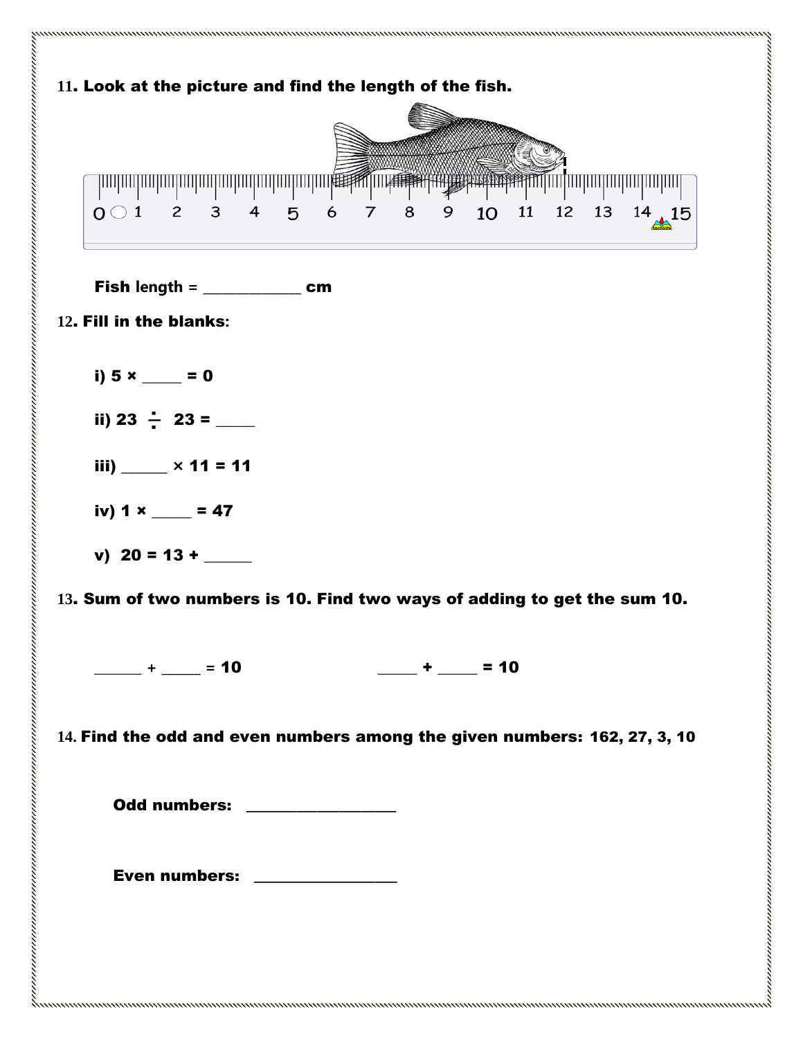11. **Look at the picture and find the length of the fish.**

0 1 2 3 4 5 6 7 8 9 10 11 12 13 14 15

**Fish length = ____________ cm**

12. **Fill in the blanks:**

**i) 5 × _____ = 0**

**ii) 23 ÷ 23 = _____**

**iii) ______ × 11 = 11**

**iv) 1 × _____ = 47**

**v) 20 = 13 + ______**

13. **Sum of two numbers is 10. Find two ways of adding to get the sum 10.**

______ + _____ = 10 _____ + _____ = 10

14. **Find the odd and even numbers among the given numbers: 162, 27, 3, 10**

**Odd numbers:** __________________

**Even numbers:** _________________